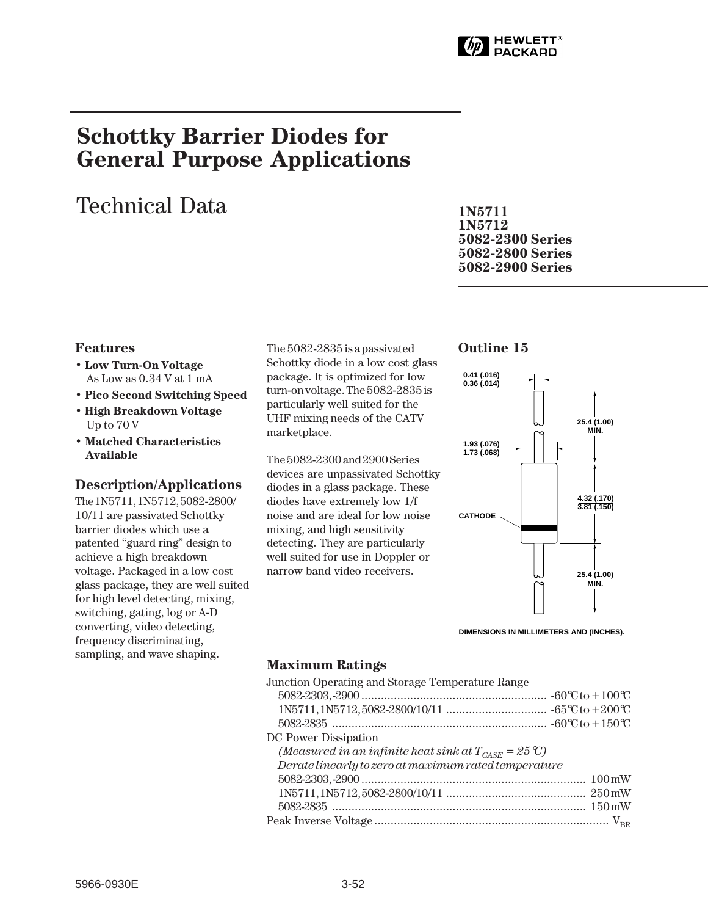# Schottky Barrier Diodes for General Purpose Applications

## Technical Data

**1N5711**
**1N5712**
**5082-2300 Series**
**5082-2800 Series**
**5082-2900 Series**

### Features

- **Low Turn-On Voltage**
  As Low as 0.34 V at 1 mA
- **Pico Second Switching Speed**
- **High Breakdown Voltage**
  Up to 70 V
- **Matched Characteristics Available**

### Description/Applications

The 1N5711, 1N5712, 5082-2800/10/11 are passivated Schottky barrier diodes which use a patented "guard ring" design to achieve a high breakdown voltage. Packaged in a low cost glass package, they are well suited for high level detecting, mixing, switching, gating, log or A-D converting, video detecting, frequency discriminating, sampling, and wave shaping.

The 5082-2835 is a passivated Schottky diode in a low cost glass package. It is optimized for low turn-on voltage. The 5082-2835 is particularly well suited for the UHF mixing needs of the CATV marketplace.

The 5082-2300 and 2900 Series devices are unpassivated Schottky diodes in a glass package. These diodes have extremely low 1/f noise and are ideal for low noise mixing, and high sensitivity detecting. They are particularly well suited for use in Doppler or narrow band video receivers.

### Outline 15

0.41 (.016)
0.36 (.014)

25.4 (1.00) MIN.

1.93 (.076)
1.73 (.068)

4.32 (.170)
3.81 (.150)

CATHODE

25.4 (1.00) MIN.

DIMENSIONS IN MILLIMETERS AND (INCHES).

### Maximum Ratings

Junction Operating and Storage Temperature Range

| | |
|---|---|
| 5082-2303, -2900 | -60°C to +100°C |
| 1N5711, 1N5712, 5082-2800/10/11 | -65°C to +200°C |
| 5082-2835 | -60°C to +150°C |

DC Power Dissipation
*(Measured in an infinite heat sink at $T_{CASE}$ = 25°C)*
*Derate linearly to zero at maximum rated temperature*

| | |
|---|---|
| 5082-2303, -2900 | 100 mW |
| 1N5711, 1N5712, 5082-2800/10/11 | 250 mW |
| 5082-2835 | 150 mW |

Peak Inverse Voltage ........ $V_{BR}$

5966-0930E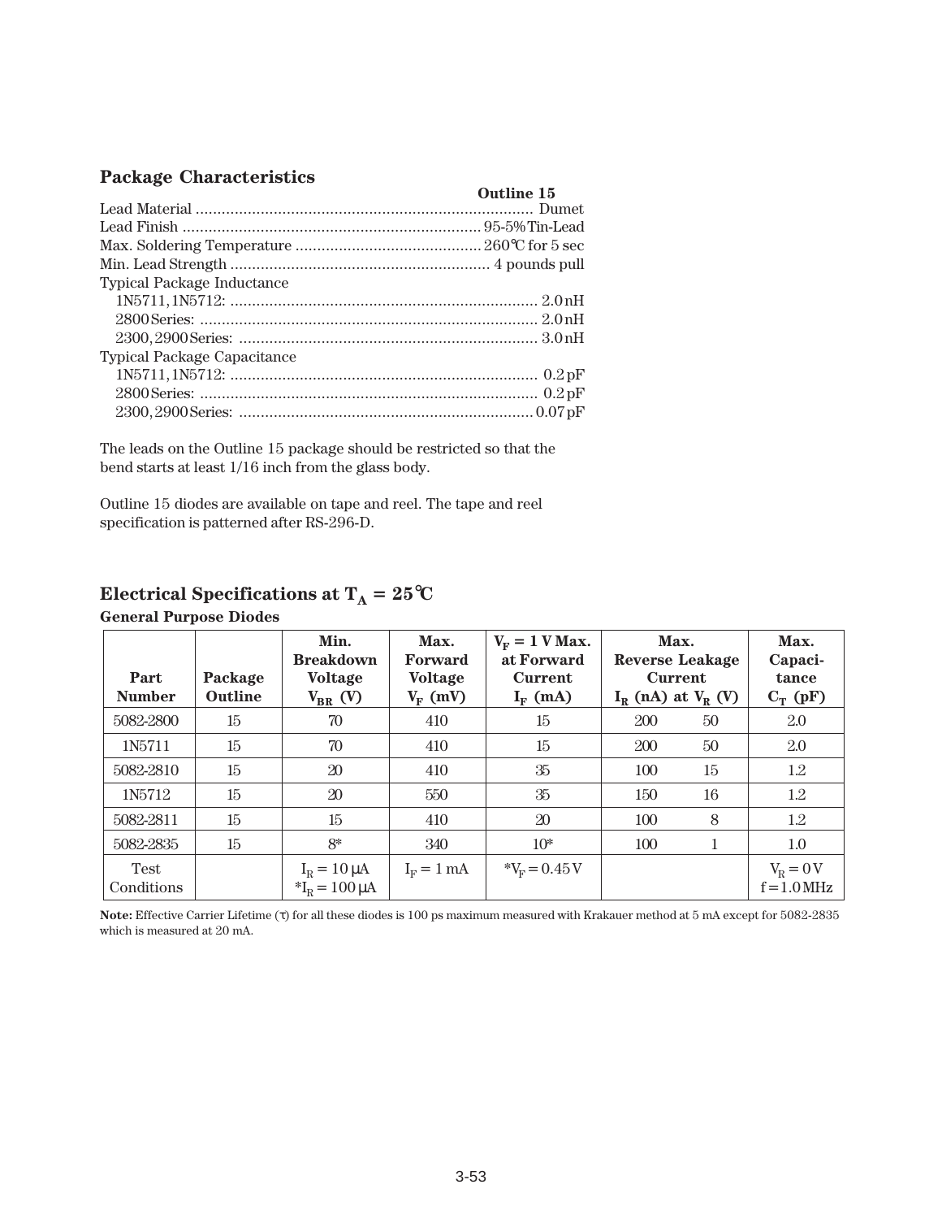## Package Characteristics

| | Outline 15 |
|---|---|
| Lead Material | Dumet |
| Lead Finish | 95-5% Tin-Lead |
| Max. Soldering Temperature | 260°C for 5 sec |
| Min. Lead Strength | 4 pounds pull |
| Typical Package Inductance | |
| 1N5711, 1N5712: | 2.0 nH |
| 2800 Series: | 2.0 nH |
| 2300, 2900 Series: | 3.0 nH |
| Typical Package Capacitance | |
| 1N5711, 1N5712: | 0.2 pF |
| 2800 Series: | 0.2 pF |
| 2300, 2900 Series: | 0.07 pF |

The leads on the Outline 15 package should be restricted so that the bend starts at least 1/16 inch from the glass body.

Outline 15 diodes are available on tape and reel. The tape and reel specification is patterned after RS-296-D.

## Electrical Specifications at $T_A = 25°C$

**General Purpose Diodes**

| Part Number | Package Outline | Min. Breakdown Voltage $V_{BR}$ (V) | Max. Forward Voltage $V_F$ (mV) | $V_F$ = 1 V Max. at Forward Current $I_F$ (mA) | Max. Reverse Leakage Current $I_R$ (nA) | at $V_R$ (V) | Max. Capacitance $C_T$ (pF) |
|---|---|---|---|---|---|---|---|
| 5082-2800 | 15 | 70 | 410 | 15 | 200 | 50 | 2.0 |
| 1N5711 | 15 | 70 | 410 | 15 | 200 | 50 | 2.0 |
| 5082-2810 | 15 | 20 | 410 | 35 | 100 | 15 | 1.2 |
| 1N5712 | 15 | 20 | 550 | 35 | 150 | 16 | 1.2 |
| 5082-2811 | 15 | 15 | 410 | 20 | 100 | 8 | 1.2 |
| 5082-2835 | 15 | 8* | 340 | 10* | 100 | 1 | 1.0 |
| Test Conditions | | $I_R$ = 10 μA<br>*$I_R$ = 100 μA | $I_F$ = 1 mA | *$V_F$ = 0.45 V | | | $V_R$ = 0 V<br>f = 1.0 MHz |

**Note:** Effective Carrier Lifetime (τ) for all these diodes is 100 ps maximum measured with Krakauer method at 5 mA except for 5082-2835 which is measured at 20 mA.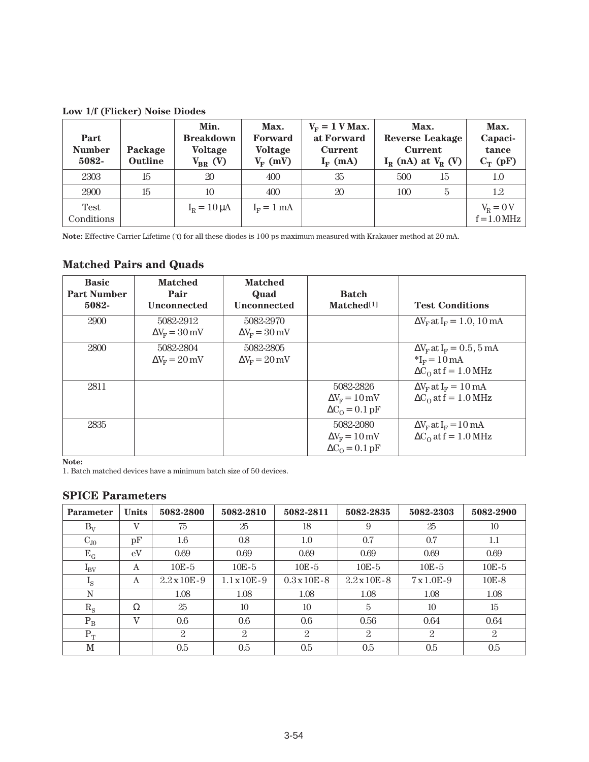**Low 1/f (Flicker) Noise Diodes**

| Part Number 5082- | Package Outline | Min. Breakdown Voltage $V_{BR}$ (V) | Max. Forward Voltage $V_F$ (mV) | $V_F$ = 1 V Max. at Forward Current $I_F$ (mA) | Max. Reverse Leakage Current $I_R$ (nA) at $V_R$ (V) | | Max. Capacitance $C_T$ (pF) |
|---|---|---|---|---|---|---|---|
| 2303 | 15 | 20 | 400 | 35 | 500 | 15 | 1.0 |
| 2900 | 15 | 10 | 400 | 20 | 100 | 5 | 1.2 |
| Test Conditions | | $I_R$ = 10 μA | $I_F$ = 1 mA | | | | $V_R$ = 0 V f = 1.0 MHz |

**Note:** Effective Carrier Lifetime (τ) for all these diodes is 100 ps maximum measured with Krakauer method at 20 mA.

## Matched Pairs and Quads

| Basic Part Number 5082- | Matched Pair Unconnected | Matched Quad Unconnected | Batch Matched[1] | Test Conditions |
|---|---|---|---|---|
| 2900 | 5082-2912 $\Delta V_F$ = 30 mV | 5082-2970 $\Delta V_F$ = 30 mV | | $\Delta V_F$ at $I_F$ = 1.0, 10 mA |
| 2800 | 5082-2804 $\Delta V_F$ = 20 mV | 5082-2805 $\Delta V_F$ = 20 mV | | $\Delta V_F$ at $I_F$ = 0.5, 5 mA *$I_F$ = 10 mA $\Delta C_O$ at f = 1.0 MHz |
| 2811 | | | 5082-2826 $\Delta V_F$ = 10 mV $\Delta C_O$ = 0.1 pF | $\Delta V_F$ at $I_F$ = 10 mA $\Delta C_O$ at f = 1.0 MHz |
| 2835 | | | 5082-2080 $\Delta V_F$ = 10 mV $\Delta C_O$ = 0.1 pF | $\Delta V_F$ at $I_F$ = 10 mA $\Delta C_O$ at f = 1.0 MHz |

**Note:**
1. Batch matched devices have a minimum batch size of 50 devices.

## SPICE Parameters

| Parameter | Units | 5082-2800 | 5082-2810 | 5082-2811 | 5082-2835 | 5082-2303 | 5082-2900 |
|---|---|---|---|---|---|---|---|
| $B_V$ | V | 75 | 25 | 18 | 9 | 25 | 10 |
| $C_{J0}$ | pF | 1.6 | 0.8 | 1.0 | 0.7 | 0.7 | 1.1 |
| $E_G$ | eV | 0.69 | 0.69 | 0.69 | 0.69 | 0.69 | 0.69 |
| $I_{BV}$ | A | 10E-5 | 10E-5 | 10E-5 | 10E-5 | 10E-5 | 10E-5 |
| $I_S$ | A | 2.2 x 10E-9 | 1.1 x 10E-9 | 0.3 x 10E-8 | 2.2 x 10E-8 | 7 x 1.0E-9 | 10E-8 |
| N | | 1.08 | 1.08 | 1.08 | 1.08 | 1.08 | 1.08 |
| $R_S$ | Ω | 25 | 10 | 10 | 5 | 10 | 15 |
| $P_B$ | V | 0.6 | 0.6 | 0.6 | 0.56 | 0.64 | 0.64 |
| $P_T$ | | 2 | 2 | 2 | 2 | 2 | 2 |
| M | | 0.5 | 0.5 | 0.5 | 0.5 | 0.5 | 0.5 |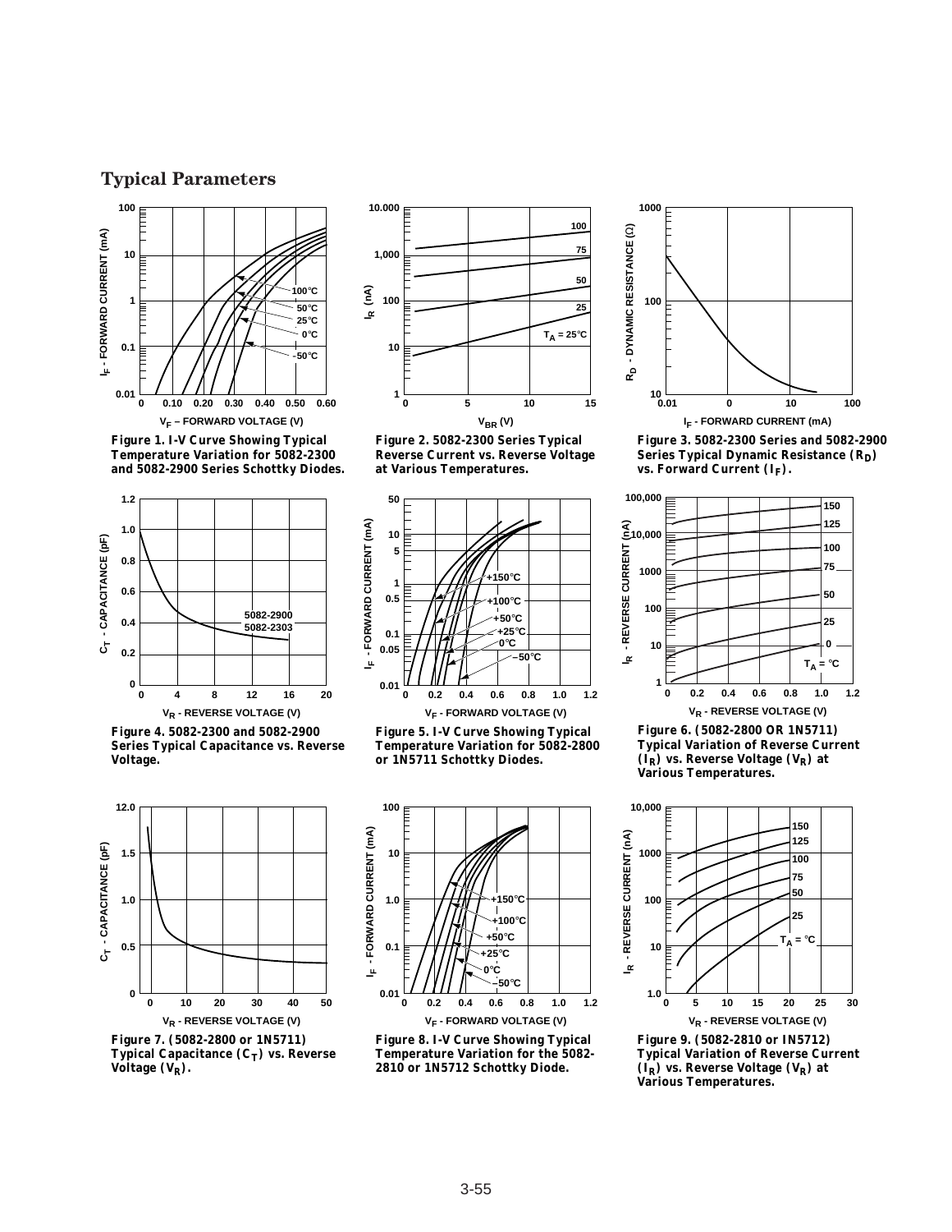## Typical Parameters

**Figure 1. I-V Curve Showing Typical Temperature Variation for 5082-2300 and 5082-2900 Series Schottky Diodes.**

**Figure 2. 5082-2300 Series Typical Reverse Current vs. Reverse Voltage at Various Temperatures.**

**Figure 3. 5082-2300 Series and 5082-2900 Series Typical Dynamic Resistance ($R_D$) vs. Forward Current ($I_F$).**

**Figure 4. 5082-2300 and 5082-2900 Series Typical Capacitance vs. Reverse Voltage.**

**Figure 5. I-V Curve Showing Typical Temperature Variation for 5082-2800 or 1N5711 Schottky Diodes.**

**Figure 6. (5082-2800 OR 1N5711) Typical Variation of Reverse Current ($I_R$) vs. Reverse Voltage ($V_R$) at Various Temperatures.**

**Figure 7. (5082-2800 or 1N5711) Typical Capacitance ($C_T$) vs. Reverse Voltage ($V_R$).**

**Figure 8. I-V Curve Showing Typical Temperature Variation for the 5082-2810 or 1N5712 Schottky Diode.**

**Figure 9. (5082-2810 or IN5712) Typical Variation of Reverse Current ($I_R$) vs. Reverse Voltage ($V_R$) at Various Temperatures.**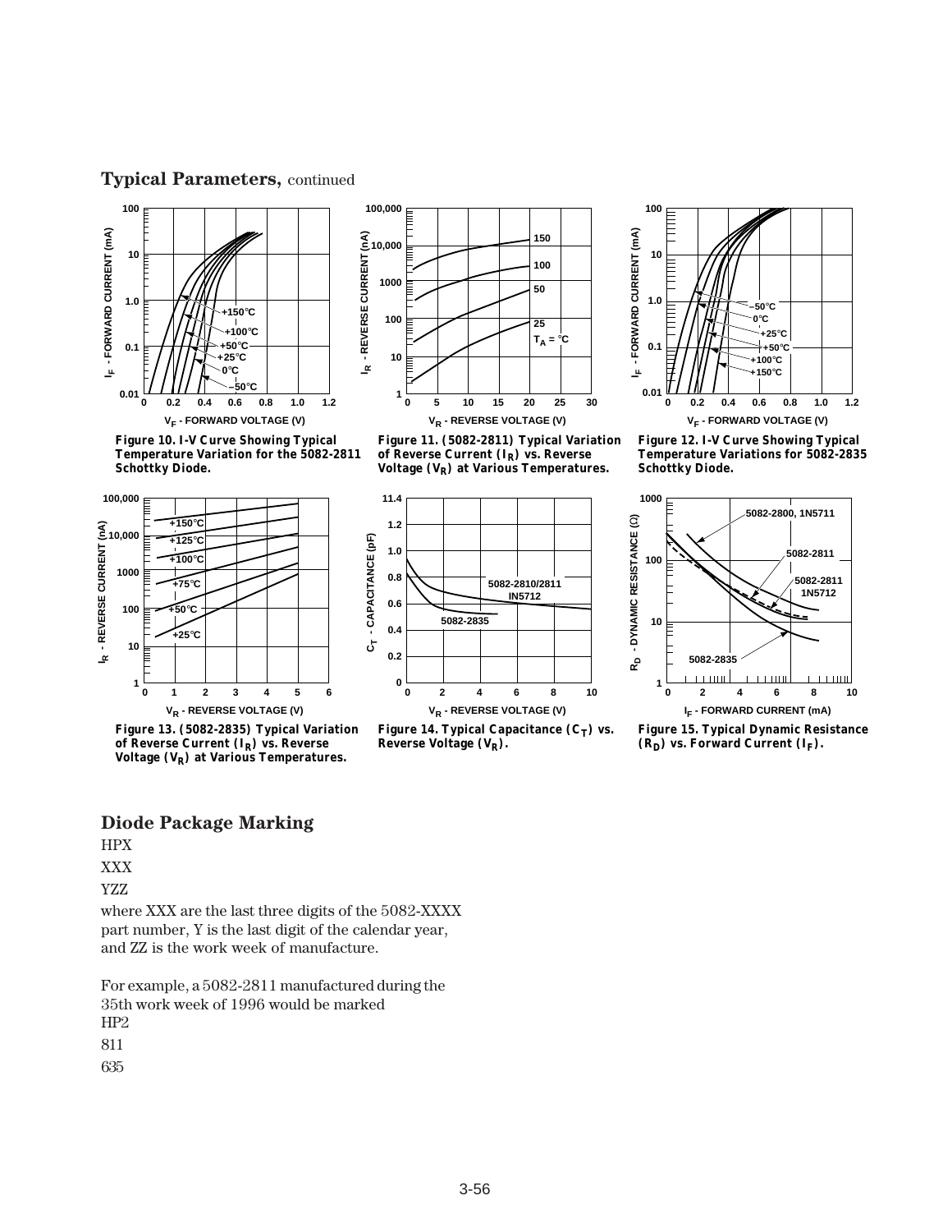## Typical Parameters, continued

100
10
1.0
0.1
0.01
$I_F$ - FORWARD CURRENT (mA)
0 0.2 0.4 0.6 0.8 1.0 1.2
$V_F$ - FORWARD VOLTAGE (V)
+150°C
+100°C
+50°C
+25°C
0°C
–50°C

**Figure 10. I-V Curve Showing Typical Temperature Variation for the 5082-2811 Schottky Diode.**

100,000
10,000
1000
100
10
1
$I_R$ - REVERSE CURRENT (nA)
0 5 10 15 20 25 30
$V_R$ - REVERSE VOLTAGE (V)
150
100
50
25
$T_A$ = °C

**Figure 11. (5082-2811) Typical Variation of Reverse Current ($I_R$) vs. Reverse Voltage ($V_R$) at Various Temperatures.**

100
10
1.0
0.1
0.01
$I_F$ - FORWARD CURRENT (mA)
0 0.2 0.4 0.6 0.8 1.0 1.2
$V_F$ - FORWARD VOLTAGE (V)
–50°C
0°C
+25°C
+50°C
+100°C
+150°C

**Figure 12. I-V Curve Showing Typical Temperature Variations for 5082-2835 Schottky Diode.**

100,000
10,000
1000
100
10
1
$I_R$ - REVERSE CURRENT (nA)
0 1 2 3 4 5 6
$V_R$ - REVERSE VOLTAGE (V)
+150°C
+125°C
+100°C
+75°C
+50°C
+25°C

**Figure 13. (5082-2835) Typical Variation of Reverse Current ($I_R$) vs. Reverse Voltage ($V_R$) at Various Temperatures.**

1.4
1.2
1.0
0.8
0.6
0.4
0.2
0
$C_T$ - CAPACITANCE (pF)
0 2 4 6 8 10
$V_R$ - REVERSE VOLTAGE (V)
5082-2810/2811
IN5712
5082-2835

**Figure 14. Typical Capacitance ($C_T$) vs. Reverse Voltage ($V_R$).**

1000
100
10
1
$R_D$ - DYNAMIC RESISTANCE (Ω)
0 2 4 6 8 10
$I_F$ - FORWARD CURRENT (mA)
5082-2800, 1N5711
5082-2811
5082-2811
1N5712
5082-2835

**Figure 15. Typical Dynamic Resistance ($R_D$) vs. Forward Current ($I_F$).**

## Diode Package Marking

HPX

XXX

YZZ

where XXX are the last three digits of the 5082-XXXX part number, Y is the last digit of the calendar year, and ZZ is the work week of manufacture.

For example, a 5082-2811 manufactured during the 35th work week of 1996 would be marked

HP2

811

635